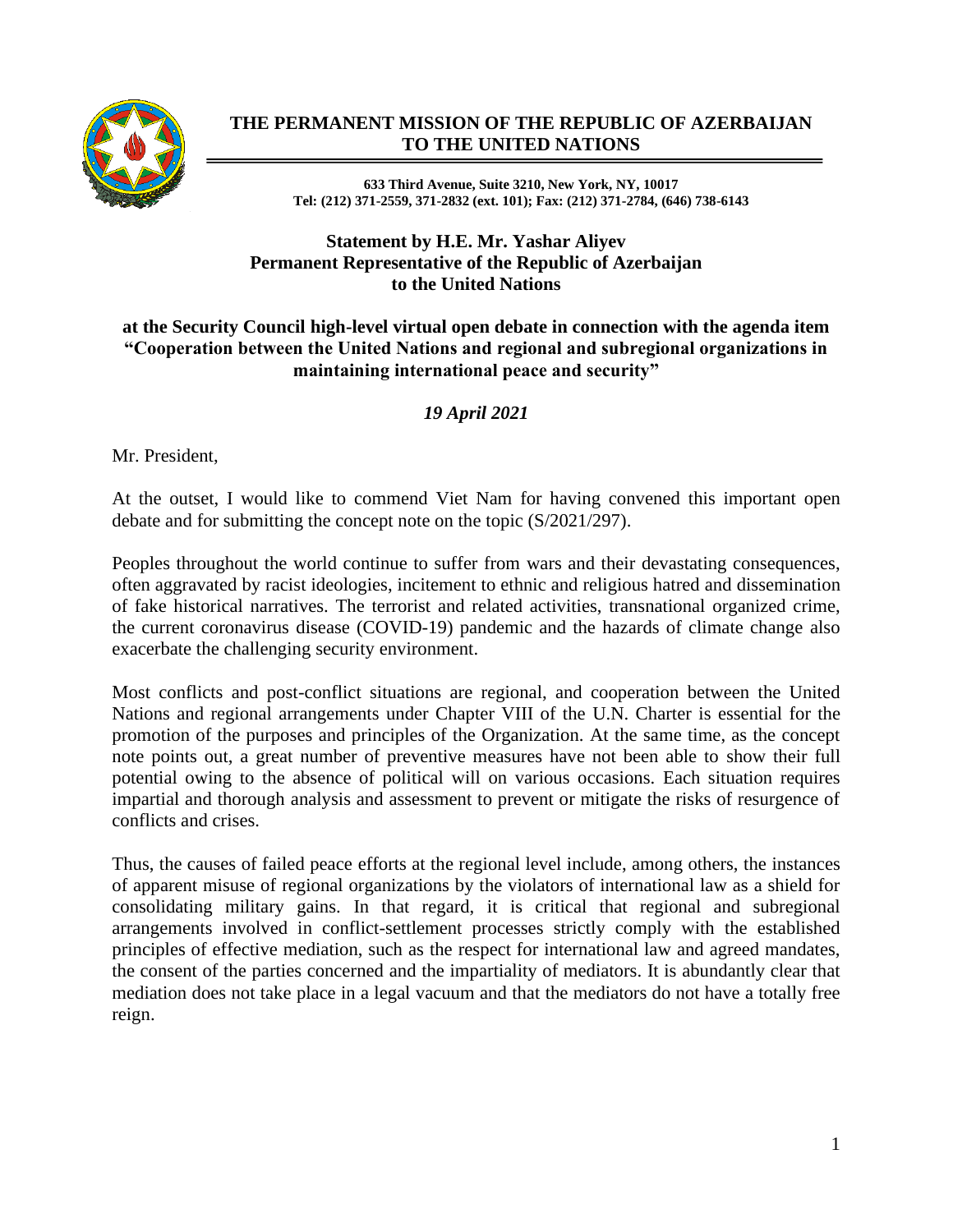# THE PERMANENT MISSION OF THE REPUBLIC OF AZERBAIJAN TO THE UNITED NATIONS

**633 Third Avenue, Suite 3210, New York, NY, 10017**
**Tel: (212) 371-2559, 371-2832 (ext. 101); Fax: (212) 371-2784, (646) 738-6143**

## Statement by H.E. Mr. Yashar Aliyev
## Permanent Representative of the Republic of Azerbaijan to the United Nations

### at the Security Council high-level virtual open debate in connection with the agenda item "Cooperation between the United Nations and regional and subregional organizations in maintaining international peace and security"

***19 April 2021***

Mr. President,

At the outset, I would like to commend Viet Nam for having convened this important open debate and for submitting the concept note on the topic (S/2021/297).

Peoples throughout the world continue to suffer from wars and their devastating consequences, often aggravated by racist ideologies, incitement to ethnic and religious hatred and dissemination of fake historical narratives. The terrorist and related activities, transnational organized crime, the current coronavirus disease (COVID-19) pandemic and the hazards of climate change also exacerbate the challenging security environment.

Most conflicts and post-conflict situations are regional, and cooperation between the United Nations and regional arrangements under Chapter VIII of the U.N. Charter is essential for the promotion of the purposes and principles of the Organization. At the same time, as the concept note points out, a great number of preventive measures have not been able to show their full potential owing to the absence of political will on various occasions. Each situation requires impartial and thorough analysis and assessment to prevent or mitigate the risks of resurgence of conflicts and crises.

Thus, the causes of failed peace efforts at the regional level include, among others, the instances of apparent misuse of regional organizations by the violators of international law as a shield for consolidating military gains. In that regard, it is critical that regional and subregional arrangements involved in conflict-settlement processes strictly comply with the established principles of effective mediation, such as the respect for international law and agreed mandates, the consent of the parties concerned and the impartiality of mediators. It is abundantly clear that mediation does not take place in a legal vacuum and that the mediators do not have a totally free reign.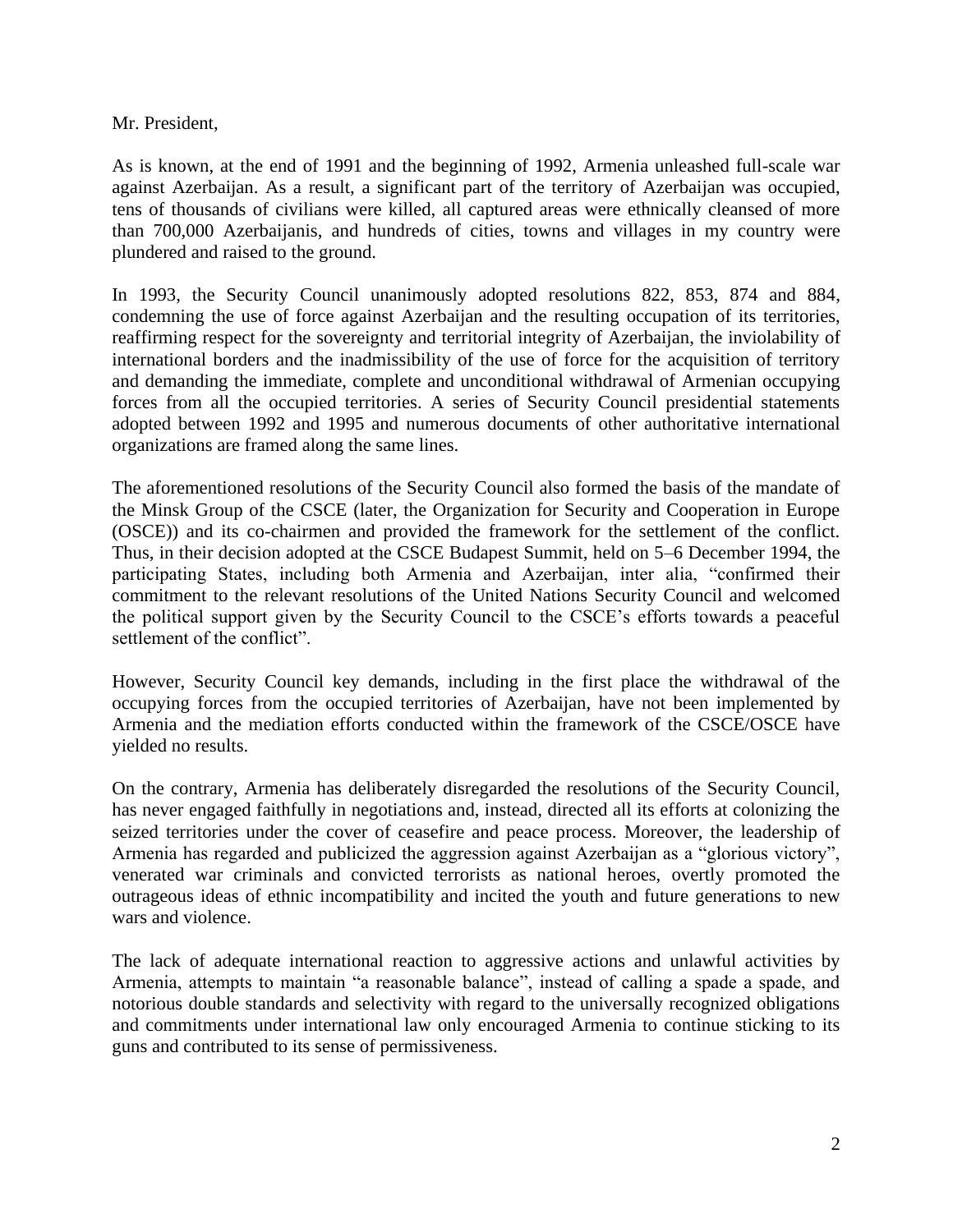Mr. President,

As is known, at the end of 1991 and the beginning of 1992, Armenia unleashed full-scale war against Azerbaijan. As a result, a significant part of the territory of Azerbaijan was occupied, tens of thousands of civilians were killed, all captured areas were ethnically cleansed of more than 700,000 Azerbaijanis, and hundreds of cities, towns and villages in my country were plundered and raised to the ground.

In 1993, the Security Council unanimously adopted resolutions 822, 853, 874 and 884, condemning the use of force against Azerbaijan and the resulting occupation of its territories, reaffirming respect for the sovereignty and territorial integrity of Azerbaijan, the inviolability of international borders and the inadmissibility of the use of force for the acquisition of territory and demanding the immediate, complete and unconditional withdrawal of Armenian occupying forces from all the occupied territories. A series of Security Council presidential statements adopted between 1992 and 1995 and numerous documents of other authoritative international organizations are framed along the same lines.

The aforementioned resolutions of the Security Council also formed the basis of the mandate of the Minsk Group of the CSCE (later, the Organization for Security and Cooperation in Europe (OSCE)) and its co-chairmen and provided the framework for the settlement of the conflict. Thus, in their decision adopted at the CSCE Budapest Summit, held on 5–6 December 1994, the participating States, including both Armenia and Azerbaijan, inter alia, "confirmed their commitment to the relevant resolutions of the United Nations Security Council and welcomed the political support given by the Security Council to the CSCE's efforts towards a peaceful settlement of the conflict".

However, Security Council key demands, including in the first place the withdrawal of the occupying forces from the occupied territories of Azerbaijan, have not been implemented by Armenia and the mediation efforts conducted within the framework of the CSCE/OSCE have yielded no results.

On the contrary, Armenia has deliberately disregarded the resolutions of the Security Council, has never engaged faithfully in negotiations and, instead, directed all its efforts at colonizing the seized territories under the cover of ceasefire and peace process. Moreover, the leadership of Armenia has regarded and publicized the aggression against Azerbaijan as a "glorious victory", venerated war criminals and convicted terrorists as national heroes, overtly promoted the outrageous ideas of ethnic incompatibility and incited the youth and future generations to new wars and violence.

The lack of adequate international reaction to aggressive actions and unlawful activities by Armenia, attempts to maintain "a reasonable balance", instead of calling a spade a spade, and notorious double standards and selectivity with regard to the universally recognized obligations and commitments under international law only encouraged Armenia to continue sticking to its guns and contributed to its sense of permissiveness.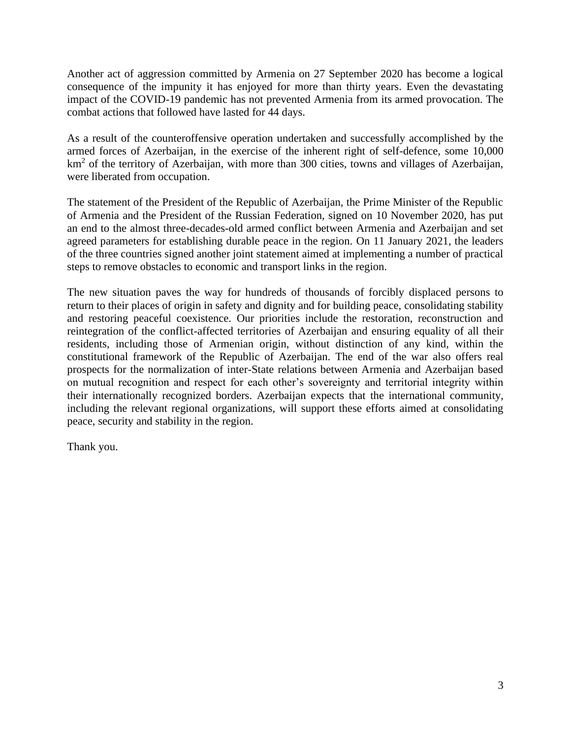Another act of aggression committed by Armenia on 27 September 2020 has become a logical consequence of the impunity it has enjoyed for more than thirty years. Even the devastating impact of the COVID-19 pandemic has not prevented Armenia from its armed provocation. The combat actions that followed have lasted for 44 days.

As a result of the counteroffensive operation undertaken and successfully accomplished by the armed forces of Azerbaijan, in the exercise of the inherent right of self-defence, some 10,000 $km^2$ of the territory of Azerbaijan, with more than 300 cities, towns and villages of Azerbaijan, were liberated from occupation.

The statement of the President of the Republic of Azerbaijan, the Prime Minister of the Republic of Armenia and the President of the Russian Federation, signed on 10 November 2020, has put an end to the almost three-decades-old armed conflict between Armenia and Azerbaijan and set agreed parameters for establishing durable peace in the region. On 11 January 2021, the leaders of the three countries signed another joint statement aimed at implementing a number of practical steps to remove obstacles to economic and transport links in the region.

The new situation paves the way for hundreds of thousands of forcibly displaced persons to return to their places of origin in safety and dignity and for building peace, consolidating stability and restoring peaceful coexistence. Our priorities include the restoration, reconstruction and reintegration of the conflict-affected territories of Azerbaijan and ensuring equality of all their residents, including those of Armenian origin, without distinction of any kind, within the constitutional framework of the Republic of Azerbaijan. The end of the war also offers real prospects for the normalization of inter-State relations between Armenia and Azerbaijan based on mutual recognition and respect for each other's sovereignty and territorial integrity within their internationally recognized borders. Azerbaijan expects that the international community, including the relevant regional organizations, will support these efforts aimed at consolidating peace, security and stability in the region.

Thank you.